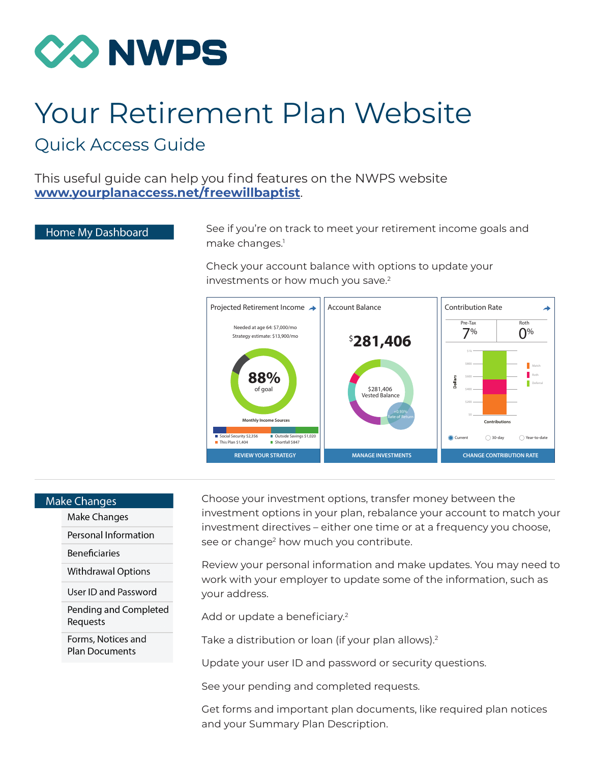# NWPS

# Your Retirement Plan Website

## Quick Access Guide

This useful guide can help you find features on the NWPS website **www.yourplanaccess.net/freewillbaptist**.

### Home My Dashboard

See if you're on track to meet your retirement income goals and make changes.[1]

Check your account balance with options to update your investments or how much you save.[2]

**Projected Retirement Income**

Needed at age 64: $7,000/mo
Strategy estimate: $13,900/mo

88% of goal

Monthly Income Sources

- Social Security $2,356
- This Plan $1,404
- Outside Savings $1,020
- Shortfall $847

REVIEW YOUR STRATEGY

**Account Balance**

$281,406

$281,406 Vested Balance

+0.93% Rate of Return

MANAGE INVESTMENTS

**Contribution Rate**

| Pre-Tax | Roth |
|---|---|
| 7% | 0% |

Contributions (Match, Roth, Deferral)

Current / 30-day / Year-to-date

CHANGE CONTRIBUTION RATE

---

### Make Changes

| | |
|---|---|
| Make Changes | Choose your investment options, transfer money between the investment options in your plan, rebalance your account to match your investment directives – either one time or at a frequency you choose, see or change[2] how much you contribute. |
| Personal Information | Review your personal information and make updates. You may need to work with your employer to update some of the information, such as your address. |
| Beneficiaries | Add or update a beneficiary.[2] |
| Withdrawal Options | Take a distribution or loan (if your plan allows).[2] |
| User ID and Password | Update your user ID and password or security questions. |
| Pending and Completed Requests | See your pending and completed requests. |
| Forms, Notices and Plan Documents | Get forms and important plan documents, like required plan notices and your Summary Plan Description. |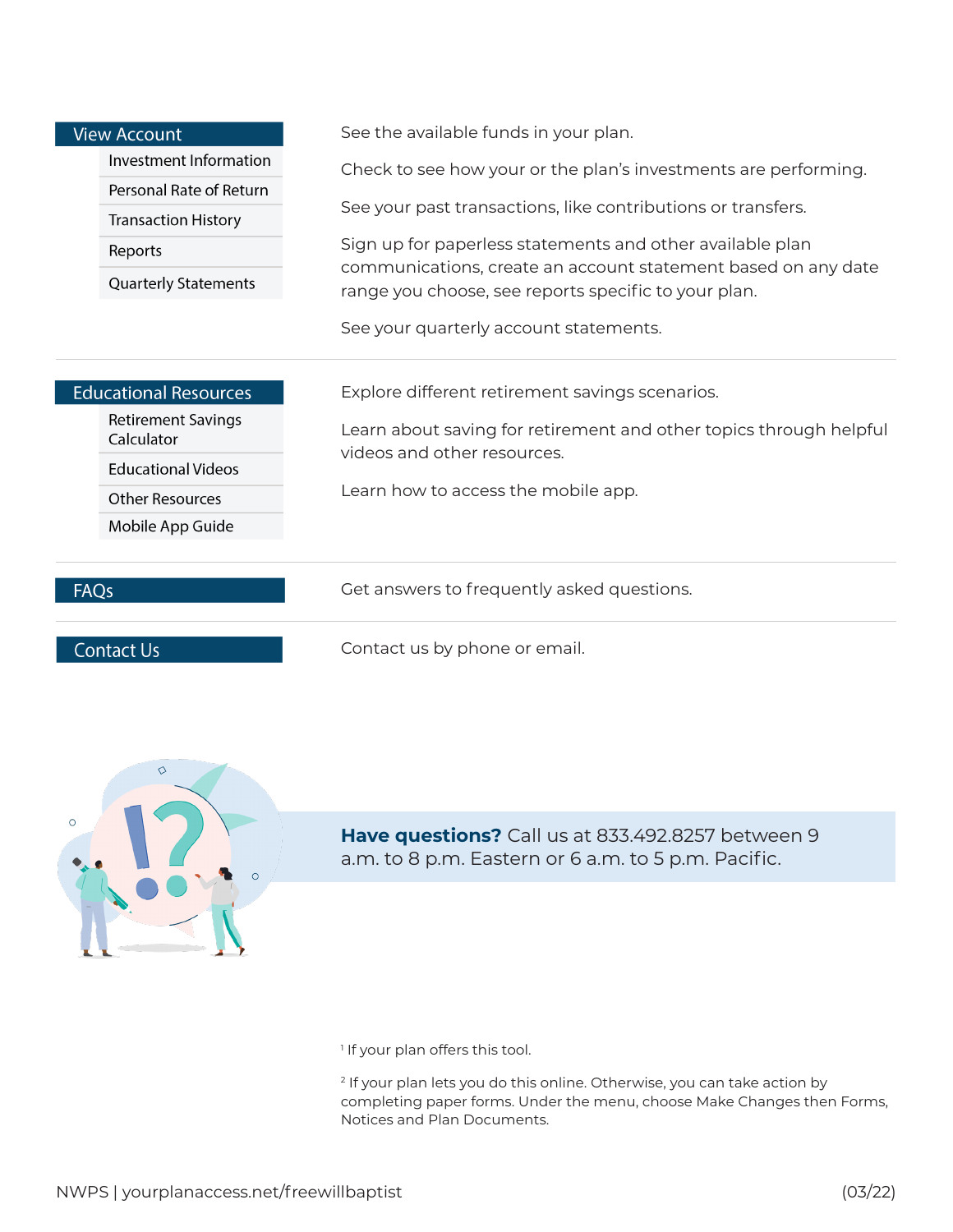## View Account

| | |
| --- | --- |
| Investment Information | See the available funds in your plan. |
| Personal Rate of Return | Check to see how your or the plan's investments are performing. |
| Transaction History | See your past transactions, like contributions or transfers. |
| Reports | Sign up for paperless statements and other available plan communications, create an account statement based on any date range you choose, see reports specific to your plan. |
| Quarterly Statements | See your quarterly account statements. |

## Educational Resources

| | |
| --- | --- |
| Retirement Savings Calculator | Explore different retirement savings scenarios. |
| Educational Videos | Learn about saving for retirement and other topics through helpful videos and other resources. |
| Other Resources | |
| Mobile App Guide | Learn how to access the mobile app. |

## FAQs

Get answers to frequently asked questions.

## Contact Us

Contact us by phone or email.

**Have questions?** Call us at 833.492.8257 between 9 a.m. to 8 p.m. Eastern or 6 a.m. to 5 p.m. Pacific.

[1] If your plan offers this tool.

[2] If your plan lets you do this online. Otherwise, you can take action by completing paper forms. Under the menu, choose Make Changes then Forms, Notices and Plan Documents.

NWPS | yourplanaccess.net/freewillbaptist (03/22)